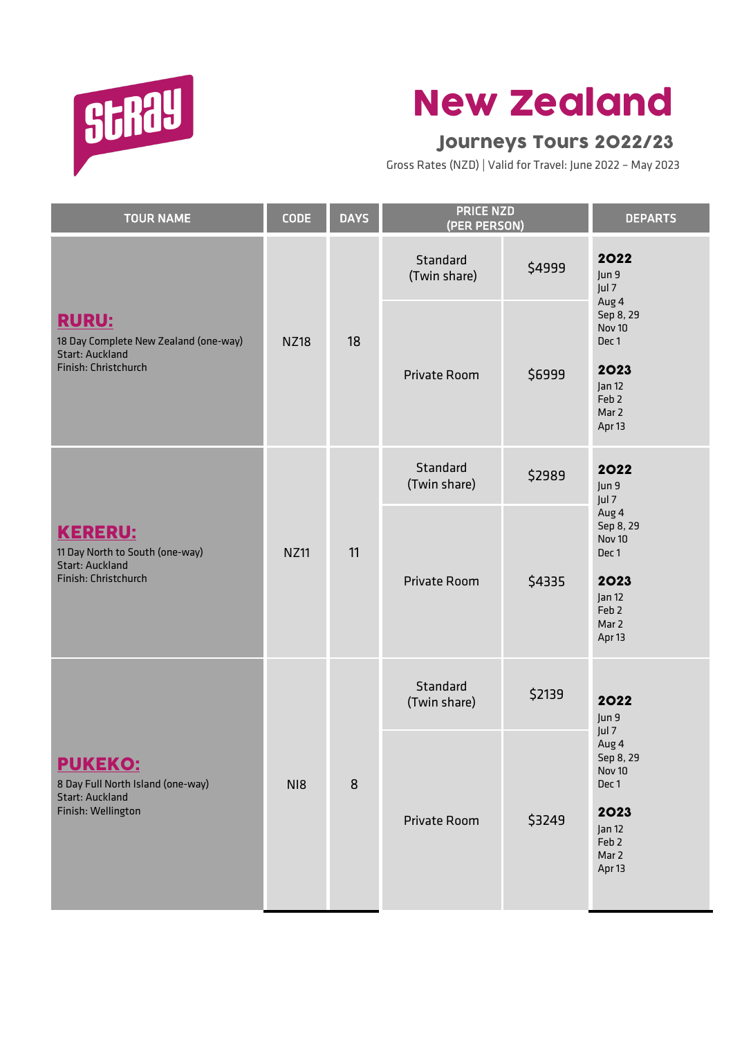stray

# New Zealand

## Journeys Tours 2022/23

Gross Rates (NZD) | Valid for Travel: June 2022 – May 2023

| TOUR NAME | CODE | DAYS | PRICE NZD (PER PERSON) | | DEPARTS |
|---|---|---|---|---|---|
| **RURU:** 18 Day Complete New Zealand (one-way) Start: Auckland Finish: Christchurch | NZ18 | 18 | Standard (Twin share) | $4999 | **2022** Jun 9, Jul 7, Aug 4, Sep 8, 29, Nov 10, Dec 1 **2023** Jan 12, Feb 2, Mar 2, Apr 13 |
| | | | Private Room | $6999 | |
| **KERERU:** 11 Day North to South (one-way) Start: Auckland Finish: Christchurch | NZ11 | 11 | Standard (Twin share) | $2989 | **2022** Jun 9, Jul 7, Aug 4, Sep 8, 29, Nov 10, Dec 1 **2023** Jan 12, Feb 2, Mar 2, Apr 13 |
| | | | Private Room | $4335 | |
| **PUKEKO:** 8 Day Full North Island (one-way) Start: Auckland Finish: Wellington | NI8 | 8 | Standard (Twin share) | $2139 | **2022** Jun 9, Jul 7, Aug 4, Sep 8, 29, Nov 10, Dec 1 **2023** Jan 12, Feb 2, Mar 2, Apr 13 |
| | | | Private Room | $3249 | |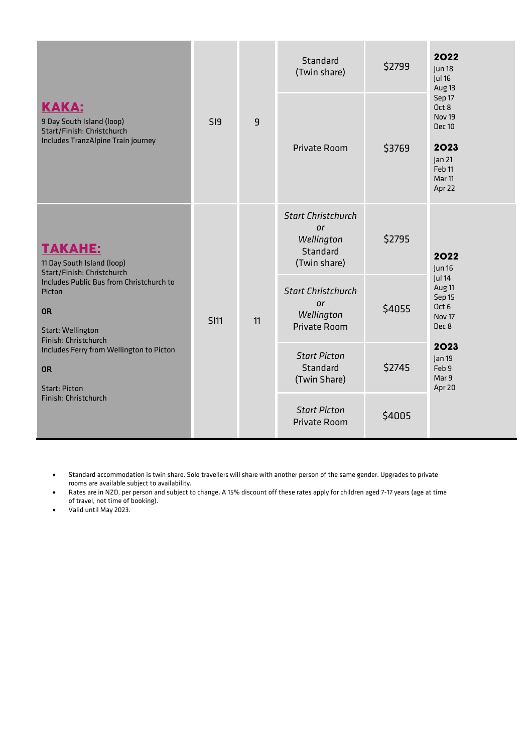| | | | | | |
|---|---|---|---|---|---|
| **KAKA:**<br>9 Day South Island (loop)<br>Start/Finish: Christchurch<br>Includes TranzAlpine Train journey | SI9 | 9 | Standard (Twin share) | $2799 | **2022**<br>Jun 18<br>Jul 16<br>Aug 13<br>Sep 17<br>Oct 8<br>Nov 19<br>Dec 10<br>**2023**<br>Jan 21<br>Feb 11<br>Mar 11<br>Apr 22 |
| | | | Private Room | $3769 | |
| **TAKAHE:**<br>11 Day South Island (loop)<br>Start/Finish: Christchurch<br>Includes Public Bus from Christchurch to Picton<br>**OR**<br>Start: Wellington<br>Finish: Christchurch<br>Includes Ferry from Wellington to Picton<br>**OR**<br>Start: Picton<br>Finish: Christchurch | SI11 | 11 | *Start Christchurch or Wellington* Standard (Twin share) | $2795 | **2022**<br>Jun 16<br>Jul 14<br>Aug 11<br>Sep 15<br>Oct 6<br>Nov 17<br>Dec 8<br>**2023**<br>Jan 19<br>Feb 9<br>Mar 9<br>Apr 20 |
| | | | *Start Christchurch or Wellington* Private Room | $4055 | |
| | | | *Start Picton* Standard (Twin Share) | $2745 | |
| | | | *Start Picton* Private Room | $4005 | |

- Standard accommodation is twin share. Solo travellers will share with another person of the same gender. Upgrades to private rooms are available subject to availability.
- Rates are in NZD, per person and subject to change. A 15% discount off these rates apply for children aged 7-17 years (age at time of travel, not time of booking).
- Valid until May 2023.